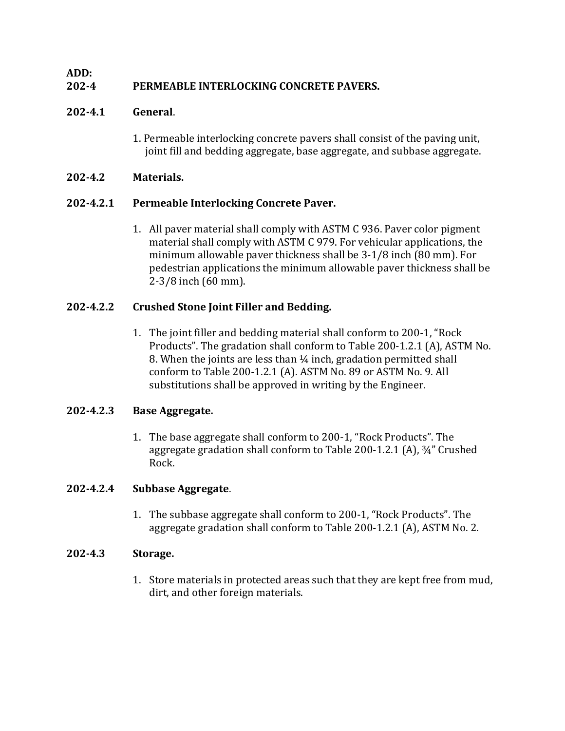**ADD:**

## 202-4 PERMEABLE INTERLOCKING CONCRETE PAVERS.

### 202-4.1 General.

1. Permeable interlocking concrete pavers shall consist of the paving unit, joint fill and bedding aggregate, base aggregate, and subbase aggregate.

### 202-4.2 Materials.

#### 202-4.2.1 Permeable Interlocking Concrete Paver.

1. All paver material shall comply with ASTM C 936. Paver color pigment material shall comply with ASTM C 979. For vehicular applications, the minimum allowable paver thickness shall be 3-1/8 inch (80 mm). For pedestrian applications the minimum allowable paver thickness shall be 2-3/8 inch (60 mm).

#### 202-4.2.2 Crushed Stone Joint Filler and Bedding.

1. The joint filler and bedding material shall conform to 200-1, "Rock Products". The gradation shall conform to Table 200-1.2.1 (A), ASTM No. 8. When the joints are less than ¼ inch, gradation permitted shall conform to Table 200-1.2.1 (A). ASTM No. 89 or ASTM No. 9. All substitutions shall be approved in writing by the Engineer.

#### 202-4.2.3 Base Aggregate.

1. The base aggregate shall conform to 200-1, "Rock Products". The aggregate gradation shall conform to Table 200-1.2.1 (A), ¾" Crushed Rock.

#### 202-4.2.4 Subbase Aggregate.

1. The subbase aggregate shall conform to 200-1, "Rock Products". The aggregate gradation shall conform to Table 200-1.2.1 (A), ASTM No. 2.

### 202-4.3 Storage.

1. Store materials in protected areas such that they are kept free from mud, dirt, and other foreign materials.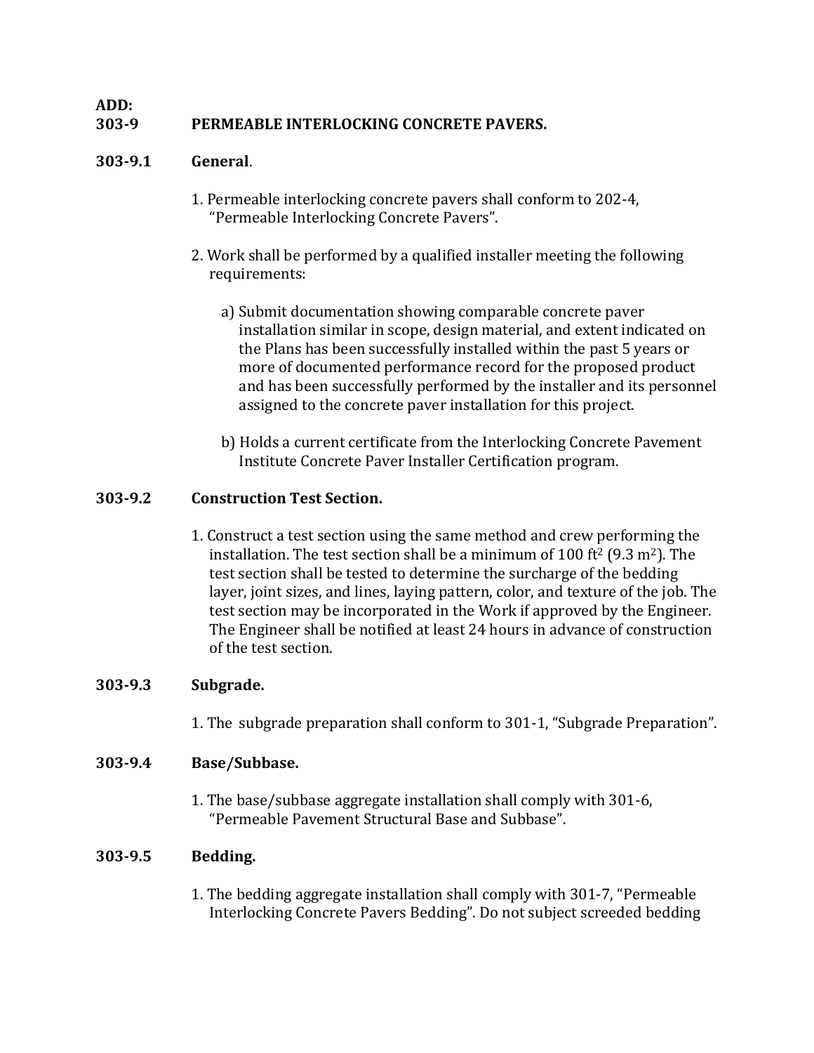**ADD:**

## 303-9 PERMEABLE INTERLOCKING CONCRETE PAVERS.

### 303-9.1 General.

1. Permeable interlocking concrete pavers shall conform to 202-4, “Permeable Interlocking Concrete Pavers”.

2. Work shall be performed by a qualified installer meeting the following requirements:

   a) Submit documentation showing comparable concrete paver installation similar in scope, design material, and extent indicated on the Plans has been successfully installed within the past 5 years or more of documented performance record for the proposed product and has been successfully performed by the installer and its personnel assigned to the concrete paver installation for this project.

   b) Holds a current certificate from the Interlocking Concrete Pavement Institute Concrete Paver Installer Certification program.

### 303-9.2 Construction Test Section.

1. Construct a test section using the same method and crew performing the installation. The test section shall be a minimum of 100 ft$^2$ (9.3 m$^2$). The test section shall be tested to determine the surcharge of the bedding layer, joint sizes, and lines, laying pattern, color, and texture of the job. The test section may be incorporated in the Work if approved by the Engineer. The Engineer shall be notified at least 24 hours in advance of construction of the test section.

### 303-9.3 Subgrade.

1. The subgrade preparation shall conform to 301-1, “Subgrade Preparation”.

### 303-9.4 Base/Subbase.

1. The base/subbase aggregate installation shall comply with 301-6, “Permeable Pavement Structural Base and Subbase”.

### 303-9.5 Bedding.

1. The bedding aggregate installation shall comply with 301-7, “Permeable Interlocking Concrete Pavers Bedding”. Do not subject screeded bedding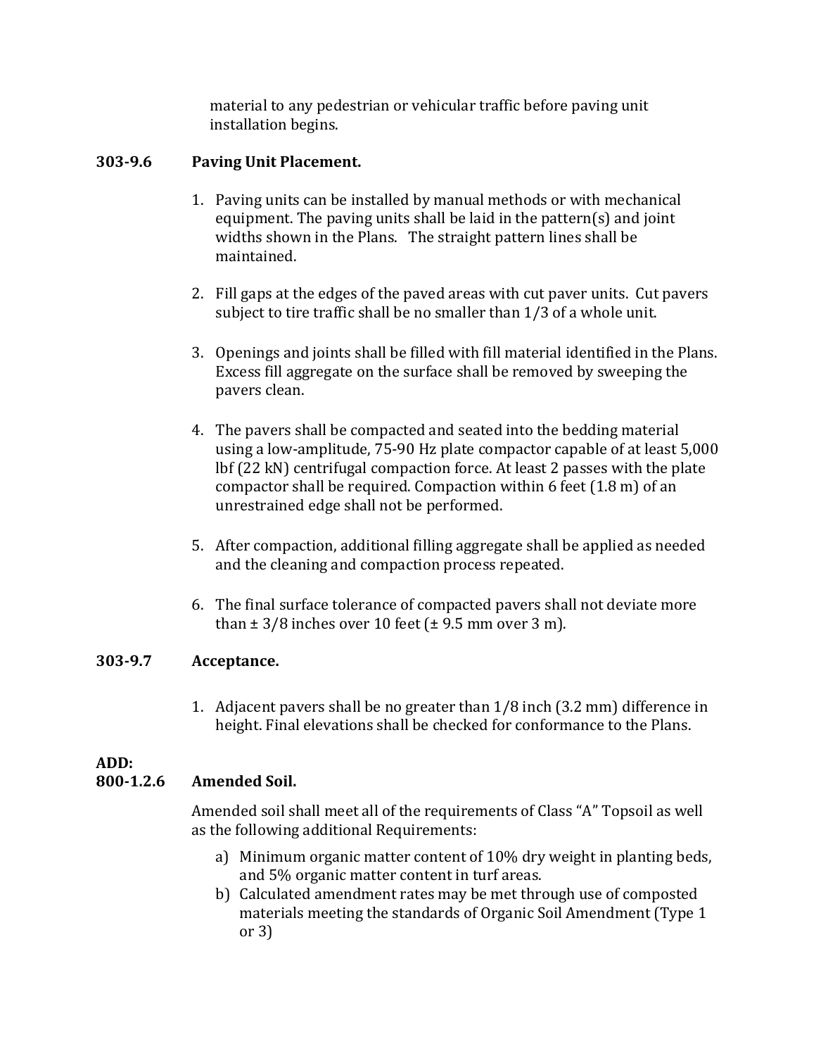material to any pedestrian or vehicular traffic before paving unit installation begins.

**303-9.6 Paving Unit Placement.**

1. Paving units can be installed by manual methods or with mechanical equipment. The paving units shall be laid in the pattern(s) and joint widths shown in the Plans. The straight pattern lines shall be maintained.

2. Fill gaps at the edges of the paved areas with cut paver units. Cut pavers subject to tire traffic shall be no smaller than 1/3 of a whole unit.

3. Openings and joints shall be filled with fill material identified in the Plans. Excess fill aggregate on the surface shall be removed by sweeping the pavers clean.

4. The pavers shall be compacted and seated into the bedding material using a low-amplitude, 75-90 Hz plate compactor capable of at least 5,000 lbf (22 kN) centrifugal compaction force. At least 2 passes with the plate compactor shall be required. Compaction within 6 feet (1.8 m) of an unrestrained edge shall not be performed.

5. After compaction, additional filling aggregate shall be applied as needed and the cleaning and compaction process repeated.

6. The final surface tolerance of compacted pavers shall not deviate more than ± 3/8 inches over 10 feet (± 9.5 mm over 3 m).

**303-9.7 Acceptance.**

1. Adjacent pavers shall be no greater than 1/8 inch (3.2 mm) difference in height. Final elevations shall be checked for conformance to the Plans.

**ADD:**

**800-1.2.6 Amended Soil.**

Amended soil shall meet all of the requirements of Class "A" Topsoil as well as the following additional Requirements:

a) Minimum organic matter content of 10% dry weight in planting beds, and 5% organic matter content in turf areas.
b) Calculated amendment rates may be met through use of composted materials meeting the standards of Organic Soil Amendment (Type 1 or 3)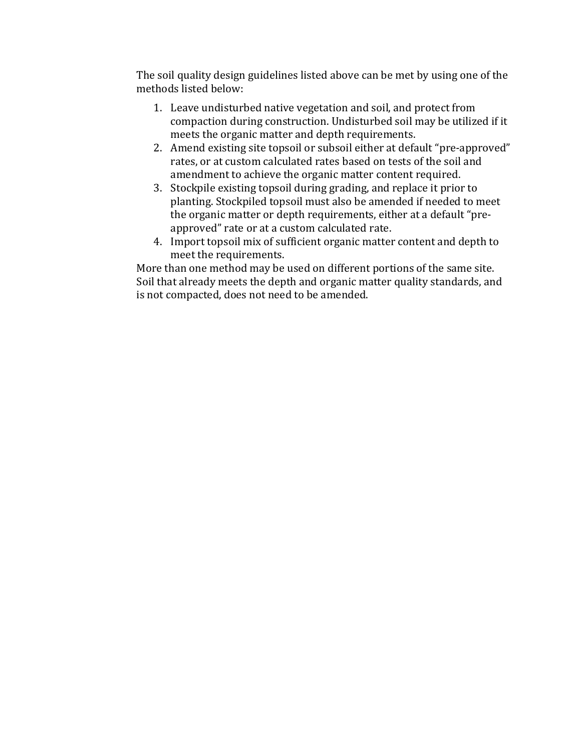The soil quality design guidelines listed above can be met by using one of the methods listed below:

1. Leave undisturbed native vegetation and soil, and protect from compaction during construction. Undisturbed soil may be utilized if it meets the organic matter and depth requirements.
2. Amend existing site topsoil or subsoil either at default "pre-approved" rates, or at custom calculated rates based on tests of the soil and amendment to achieve the organic matter content required.
3. Stockpile existing topsoil during grading, and replace it prior to planting. Stockpiled topsoil must also be amended if needed to meet the organic matter or depth requirements, either at a default "pre-approved" rate or at a custom calculated rate.
4. Import topsoil mix of sufficient organic matter content and depth to meet the requirements.

More than one method may be used on different portions of the same site. Soil that already meets the depth and organic matter quality standards, and is not compacted, does not need to be amended.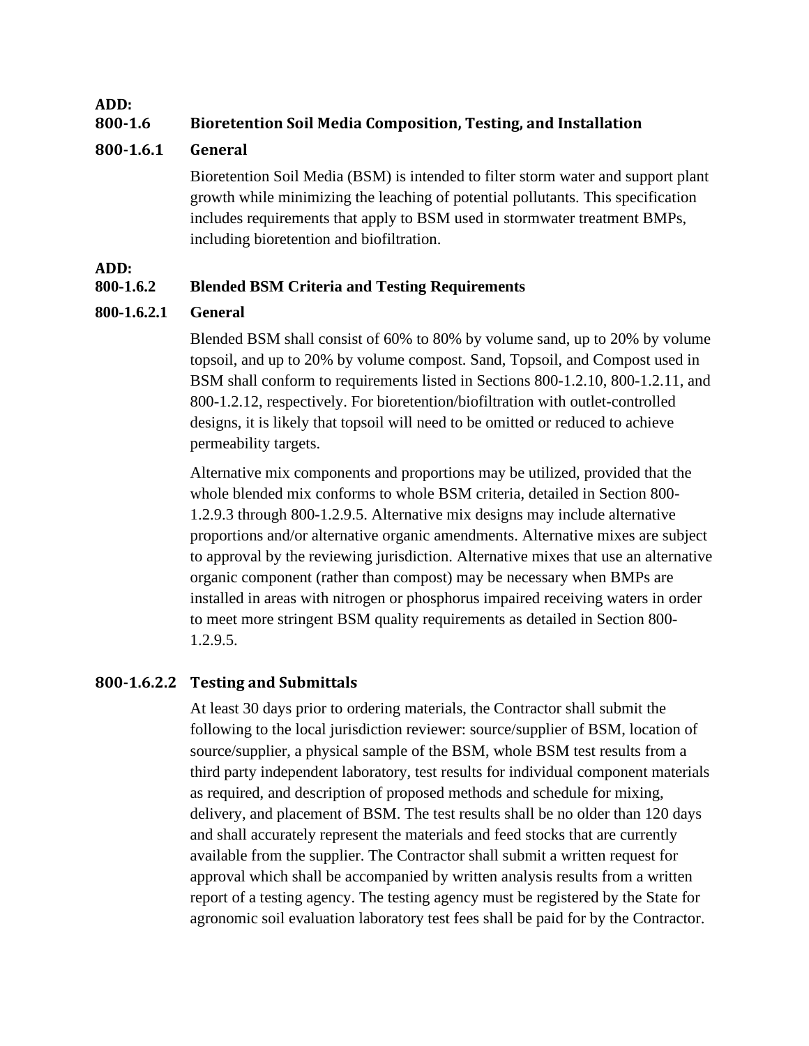**ADD:**

## 800-1.6 Bioretention Soil Media Composition, Testing, and Installation

### 800-1.6.1 General

Bioretention Soil Media (BSM) is intended to filter storm water and support plant growth while minimizing the leaching of potential pollutants. This specification includes requirements that apply to BSM used in stormwater treatment BMPs, including bioretention and biofiltration.

**ADD:**

### 800-1.6.2 Blended BSM Criteria and Testing Requirements

#### 800-1.6.2.1 General

Blended BSM shall consist of 60% to 80% by volume sand, up to 20% by volume topsoil, and up to 20% by volume compost. Sand, Topsoil, and Compost used in BSM shall conform to requirements listed in Sections 800-1.2.10, 800-1.2.11, and 800-1.2.12, respectively. For bioretention/biofiltration with outlet-controlled designs, it is likely that topsoil will need to be omitted or reduced to achieve permeability targets.

Alternative mix components and proportions may be utilized, provided that the whole blended mix conforms to whole BSM criteria, detailed in Section 800-1.2.9.3 through 800-1.2.9.5. Alternative mix designs may include alternative proportions and/or alternative organic amendments. Alternative mixes are subject to approval by the reviewing jurisdiction. Alternative mixes that use an alternative organic component (rather than compost) may be necessary when BMPs are installed in areas with nitrogen or phosphorus impaired receiving waters in order to meet more stringent BSM quality requirements as detailed in Section 800-1.2.9.5.

#### 800-1.6.2.2 Testing and Submittals

At least 30 days prior to ordering materials, the Contractor shall submit the following to the local jurisdiction reviewer: source/supplier of BSM, location of source/supplier, a physical sample of the BSM, whole BSM test results from a third party independent laboratory, test results for individual component materials as required, and description of proposed methods and schedule for mixing, delivery, and placement of BSM. The test results shall be no older than 120 days and shall accurately represent the materials and feed stocks that are currently available from the supplier. The Contractor shall submit a written request for approval which shall be accompanied by written analysis results from a written report of a testing agency. The testing agency must be registered by the State for agronomic soil evaluation laboratory test fees shall be paid for by the Contractor.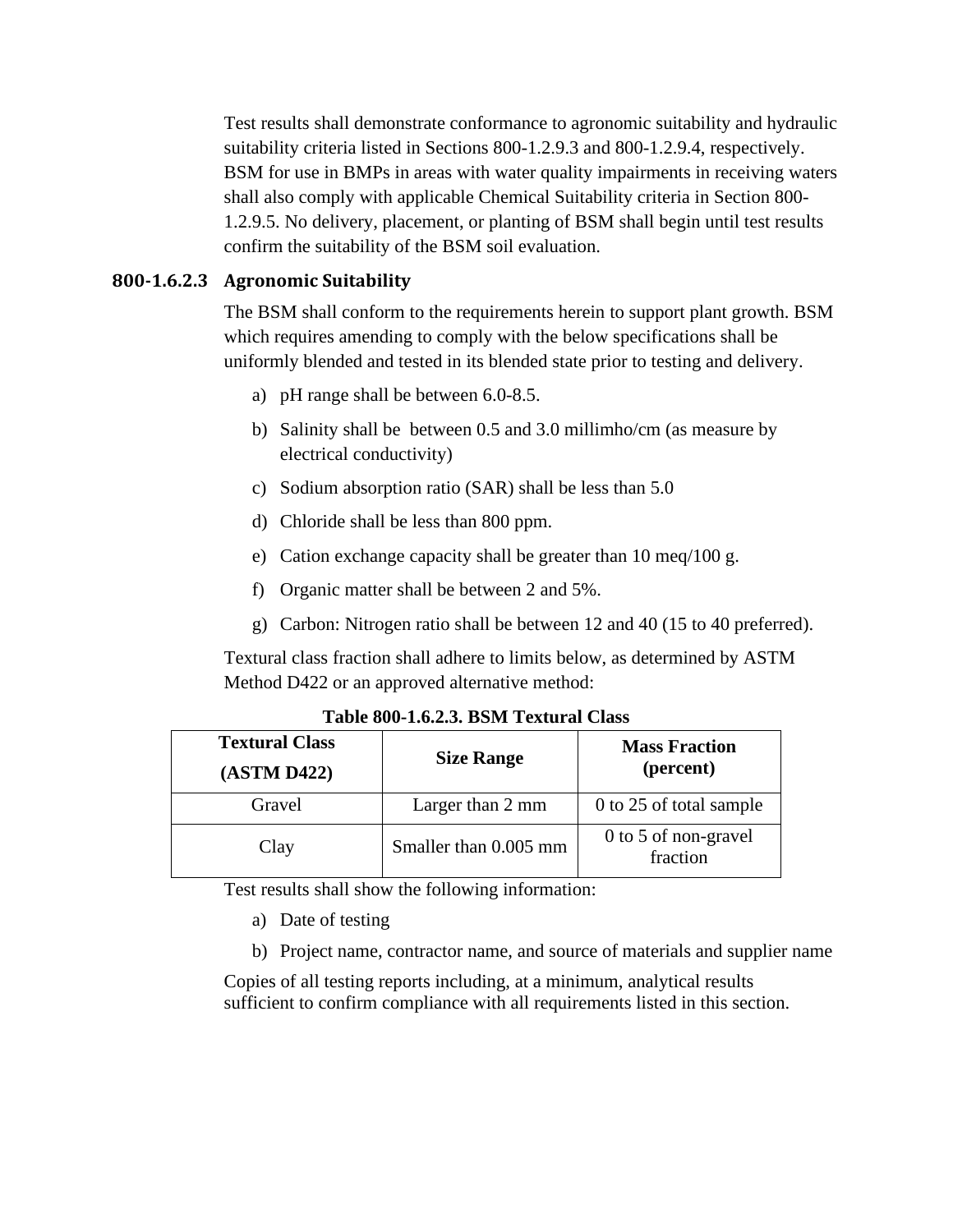Test results shall demonstrate conformance to agronomic suitability and hydraulic suitability criteria listed in Sections 800-1.2.9.3 and 800-1.2.9.4, respectively. BSM for use in BMPs in areas with water quality impairments in receiving waters shall also comply with applicable Chemical Suitability criteria in Section 800-1.2.9.5. No delivery, placement, or planting of BSM shall begin until test results confirm the suitability of the BSM soil evaluation.

#### 800-1.6.2.3 Agronomic Suitability

The BSM shall conform to the requirements herein to support plant growth. BSM which requires amending to comply with the below specifications shall be uniformly blended and tested in its blended state prior to testing and delivery.

a) pH range shall be between 6.0-8.5.

b) Salinity shall be  between 0.5 and 3.0 millimho/cm (as measure by electrical conductivity)

c) Sodium absorption ratio (SAR) shall be less than 5.0

d) Chloride shall be less than 800 ppm.

e) Cation exchange capacity shall be greater than 10 meq/100 g.

f) Organic matter shall be between 2 and 5%.

g) Carbon: Nitrogen ratio shall be between 12 and 40 (15 to 40 preferred).

Textural class fraction shall adhere to limits below, as determined by ASTM Method D422 or an approved alternative method:

**Table 800-1.6.2.3. BSM Textural Class**

| Textural Class (ASTM D422) | Size Range | Mass Fraction (percent) |
|---|---|---|
| Gravel | Larger than 2 mm | 0 to 25 of total sample |
| Clay | Smaller than 0.005 mm | 0 to 5 of non-gravel fraction |

Test results shall show the following information:

a) Date of testing

b) Project name, contractor name, and source of materials and supplier name

Copies of all testing reports including, at a minimum, analytical results sufficient to confirm compliance with all requirements listed in this section.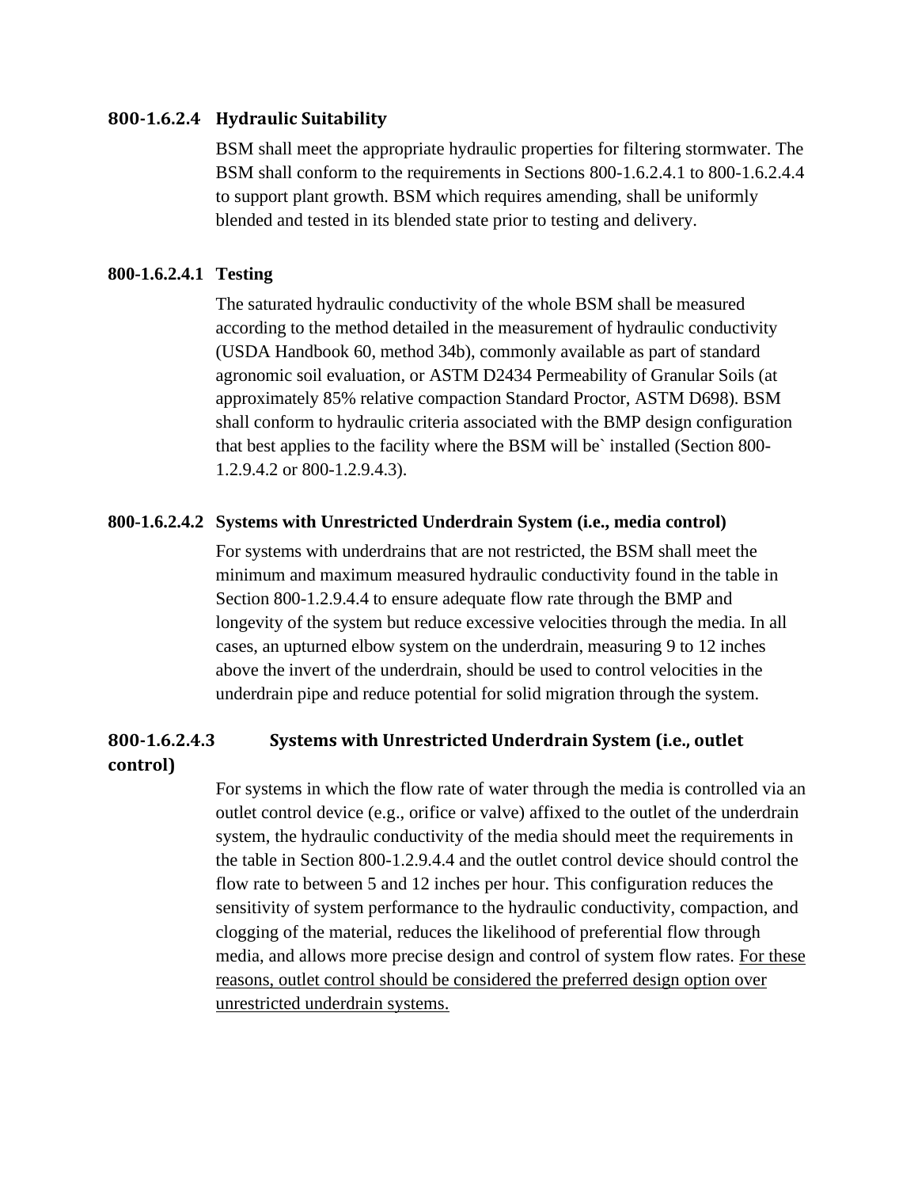#### 800-1.6.2.4 Hydraulic Suitability

BSM shall meet the appropriate hydraulic properties for filtering stormwater. The BSM shall conform to the requirements in Sections 800-1.6.2.4.1 to 800-1.6.2.4.4 to support plant growth. BSM which requires amending, shall be uniformly blended and tested in its blended state prior to testing and delivery.

##### 800-1.6.2.4.1 Testing

The saturated hydraulic conductivity of the whole BSM shall be measured according to the method detailed in the measurement of hydraulic conductivity (USDA Handbook 60, method 34b), commonly available as part of standard agronomic soil evaluation, or ASTM D2434 Permeability of Granular Soils (at approximately 85% relative compaction Standard Proctor, ASTM D698). BSM shall conform to hydraulic criteria associated with the BMP design configuration that best applies to the facility where the BSM will be` installed (Section 800-1.2.9.4.2 or 800-1.2.9.4.3).

##### 800-1.6.2.4.2 Systems with Unrestricted Underdrain System (i.e., media control)

For systems with underdrains that are not restricted, the BSM shall meet the minimum and maximum measured hydraulic conductivity found in the table in Section 800-1.2.9.4.4 to ensure adequate flow rate through the BMP and longevity of the system but reduce excessive velocities through the media. In all cases, an upturned elbow system on the underdrain, measuring 9 to 12 inches above the invert of the underdrain, should be used to control velocities in the underdrain pipe and reduce potential for solid migration through the system.

##### 800-1.6.2.4.3 Systems with Unrestricted Underdrain System (i.e., outlet control)

For systems in which the flow rate of water through the media is controlled via an outlet control device (e.g., orifice or valve) affixed to the outlet of the underdrain system, the hydraulic conductivity of the media should meet the requirements in the table in Section 800-1.2.9.4.4 and the outlet control device should control the flow rate to between 5 and 12 inches per hour. This configuration reduces the sensitivity of system performance to the hydraulic conductivity, compaction, and clogging of the material, reduces the likelihood of preferential flow through media, and allows more precise design and control of system flow rates. <u>For these reasons, outlet control should be considered the preferred design option over unrestricted underdrain systems.</u>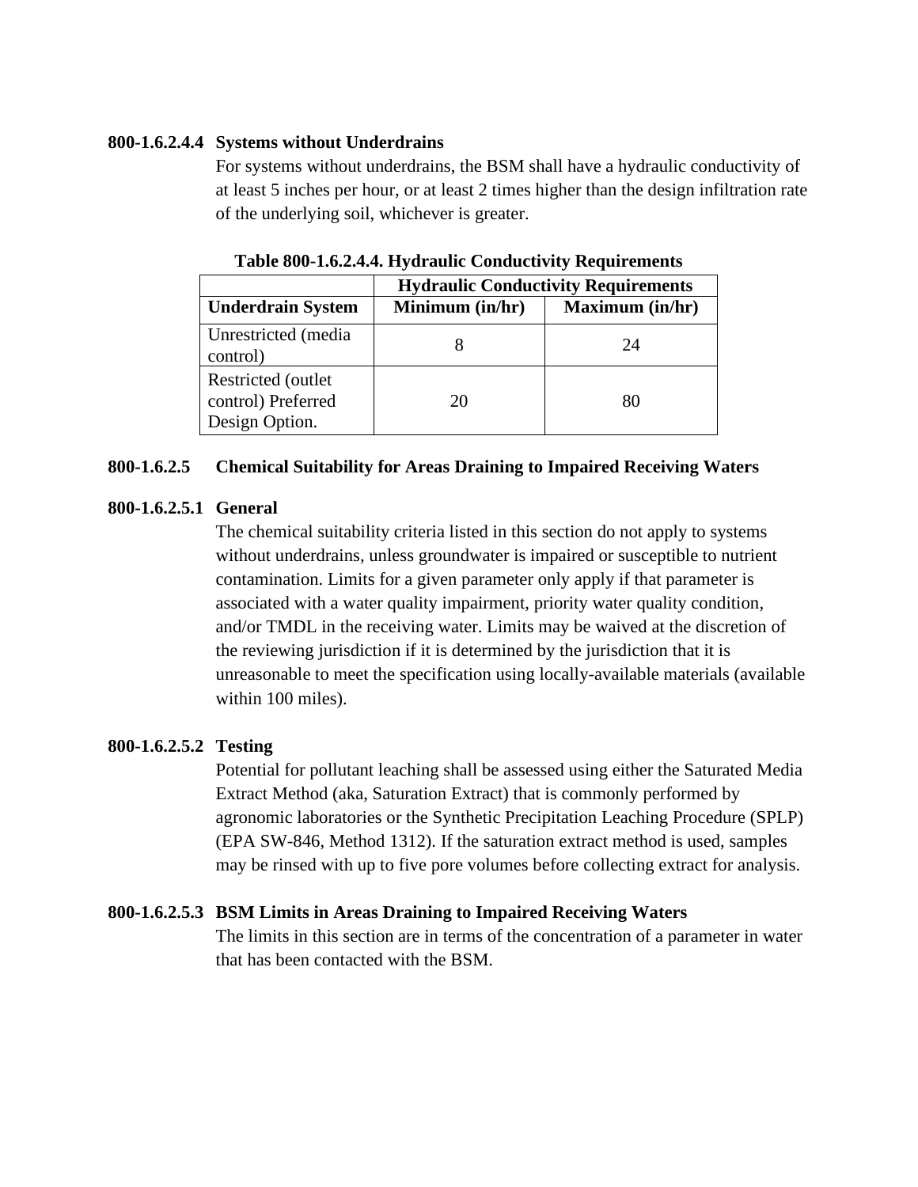**800-1.6.2.4.4 Systems without Underdrains**

For systems without underdrains, the BSM shall have a hydraulic conductivity of at least 5 inches per hour, or at least 2 times higher than the design infiltration rate of the underlying soil, whichever is greater.

**Table 800-1.6.2.4.4. Hydraulic Conductivity Requirements**

| | Hydraulic Conductivity Requirements | |
|---|---|---|
| **Underdrain System** | **Minimum (in/hr)** | **Maximum (in/hr)** |
| Unrestricted (media control) | 8 | 24 |
| Restricted (outlet control) Preferred Design Option. | 20 | 80 |

**800-1.6.2.5 Chemical Suitability for Areas Draining to Impaired Receiving Waters**

**800-1.6.2.5.1 General**

The chemical suitability criteria listed in this section do not apply to systems without underdrains, unless groundwater is impaired or susceptible to nutrient contamination. Limits for a given parameter only apply if that parameter is associated with a water quality impairment, priority water quality condition, and/or TMDL in the receiving water. Limits may be waived at the discretion of the reviewing jurisdiction if it is determined by the jurisdiction that it is unreasonable to meet the specification using locally-available materials (available within 100 miles).

**800-1.6.2.5.2 Testing**

Potential for pollutant leaching shall be assessed using either the Saturated Media Extract Method (aka, Saturation Extract) that is commonly performed by agronomic laboratories or the Synthetic Precipitation Leaching Procedure (SPLP) (EPA SW-846, Method 1312). If the saturation extract method is used, samples may be rinsed with up to five pore volumes before collecting extract for analysis.

**800-1.6.2.5.3 BSM Limits in Areas Draining to Impaired Receiving Waters**

The limits in this section are in terms of the concentration of a parameter in water that has been contacted with the BSM.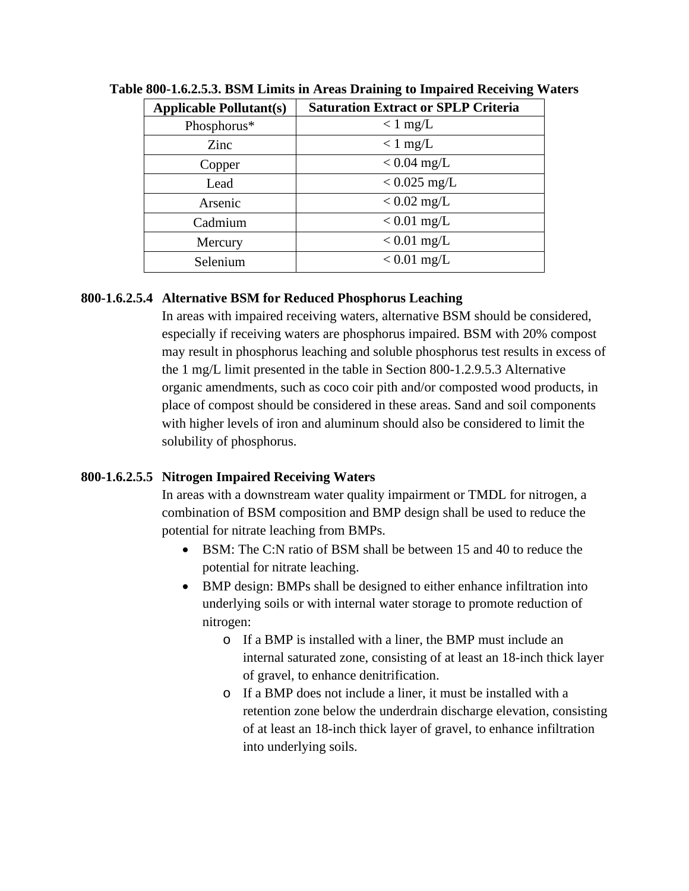**Table 800-1.6.2.5.3. BSM Limits in Areas Draining to Impaired Receiving Waters**

| Applicable Pollutant(s) | Saturation Extract or SPLP Criteria |
| --- | --- |
| Phosphorus* | < 1 mg/L |
| Zinc | < 1 mg/L |
| Copper | < 0.04 mg/L |
| Lead | < 0.025 mg/L |
| Arsenic | < 0.02 mg/L |
| Cadmium | < 0.01 mg/L |
| Mercury | < 0.01 mg/L |
| Selenium | < 0.01 mg/L |

**800-1.6.2.5.4 Alternative BSM for Reduced Phosphorus Leaching**

In areas with impaired receiving waters, alternative BSM should be considered, especially if receiving waters are phosphorus impaired. BSM with 20% compost may result in phosphorus leaching and soluble phosphorus test results in excess of the 1 mg/L limit presented in the table in Section 800-1.2.9.5.3 Alternative organic amendments, such as coco coir pith and/or composted wood products, in place of compost should be considered in these areas. Sand and soil components with higher levels of iron and aluminum should also be considered to limit the solubility of phosphorus.

**800-1.6.2.5.5 Nitrogen Impaired Receiving Waters**

In areas with a downstream water quality impairment or TMDL for nitrogen, a combination of BSM composition and BMP design shall be used to reduce the potential for nitrate leaching from BMPs.

- BSM: The C:N ratio of BSM shall be between 15 and 40 to reduce the potential for nitrate leaching.
- BMP design: BMPs shall be designed to either enhance infiltration into underlying soils or with internal water storage to promote reduction of nitrogen:
  - If a BMP is installed with a liner, the BMP must include an internal saturated zone, consisting of at least an 18-inch thick layer of gravel, to enhance denitrification.
  - If a BMP does not include a liner, it must be installed with a retention zone below the underdrain discharge elevation, consisting of at least an 18-inch thick layer of gravel, to enhance infiltration into underlying soils.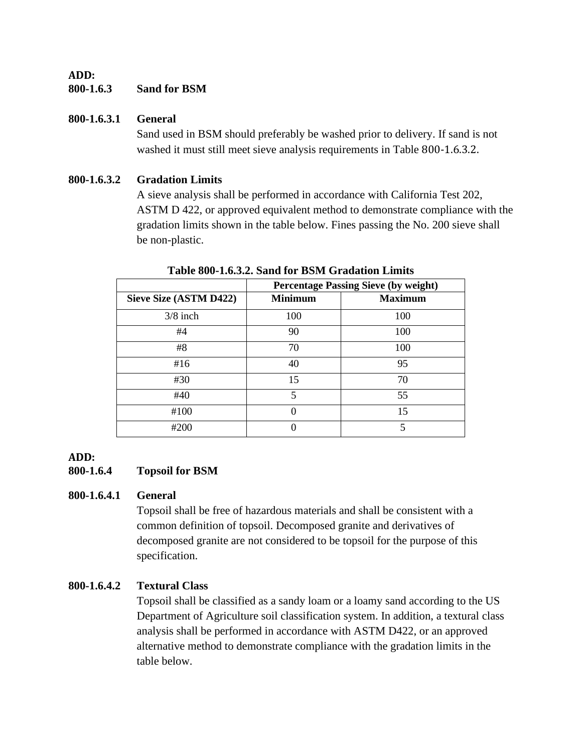**ADD:**

### 800-1.6.3 Sand for BSM

#### 800-1.6.3.1 General

Sand used in BSM should preferably be washed prior to delivery. If sand is not washed it must still meet sieve analysis requirements in Table 800-1.6.3.2.

#### 800-1.6.3.2 Gradation Limits

A sieve analysis shall be performed in accordance with California Test 202, ASTM D 422, or approved equivalent method to demonstrate compliance with the gradation limits shown in the table below. Fines passing the No. 200 sieve shall be non-plastic.

**Table 800-1.6.3.2. Sand for BSM Gradation Limits**

| | Percentage Passing Sieve (by weight) | |
|---|---|---|
| **Sieve Size (ASTM D422)** | **Minimum** | **Maximum** |
| 3/8 inch | 100 | 100 |
| #4 | 90 | 100 |
| #8 | 70 | 100 |
| #16 | 40 | 95 |
| #30 | 15 | 70 |
| #40 | 5 | 55 |
| #100 | 0 | 15 |
| #200 | 0 | 5 |

**ADD:**

### 800-1.6.4 Topsoil for BSM

#### 800-1.6.4.1 General

Topsoil shall be free of hazardous materials and shall be consistent with a common definition of topsoil. Decomposed granite and derivatives of decomposed granite are not considered to be topsoil for the purpose of this specification.

#### 800-1.6.4.2 Textural Class

Topsoil shall be classified as a sandy loam or a loamy sand according to the US Department of Agriculture soil classification system. In addition, a textural class analysis shall be performed in accordance with ASTM D422, or an approved alternative method to demonstrate compliance with the gradation limits in the table below.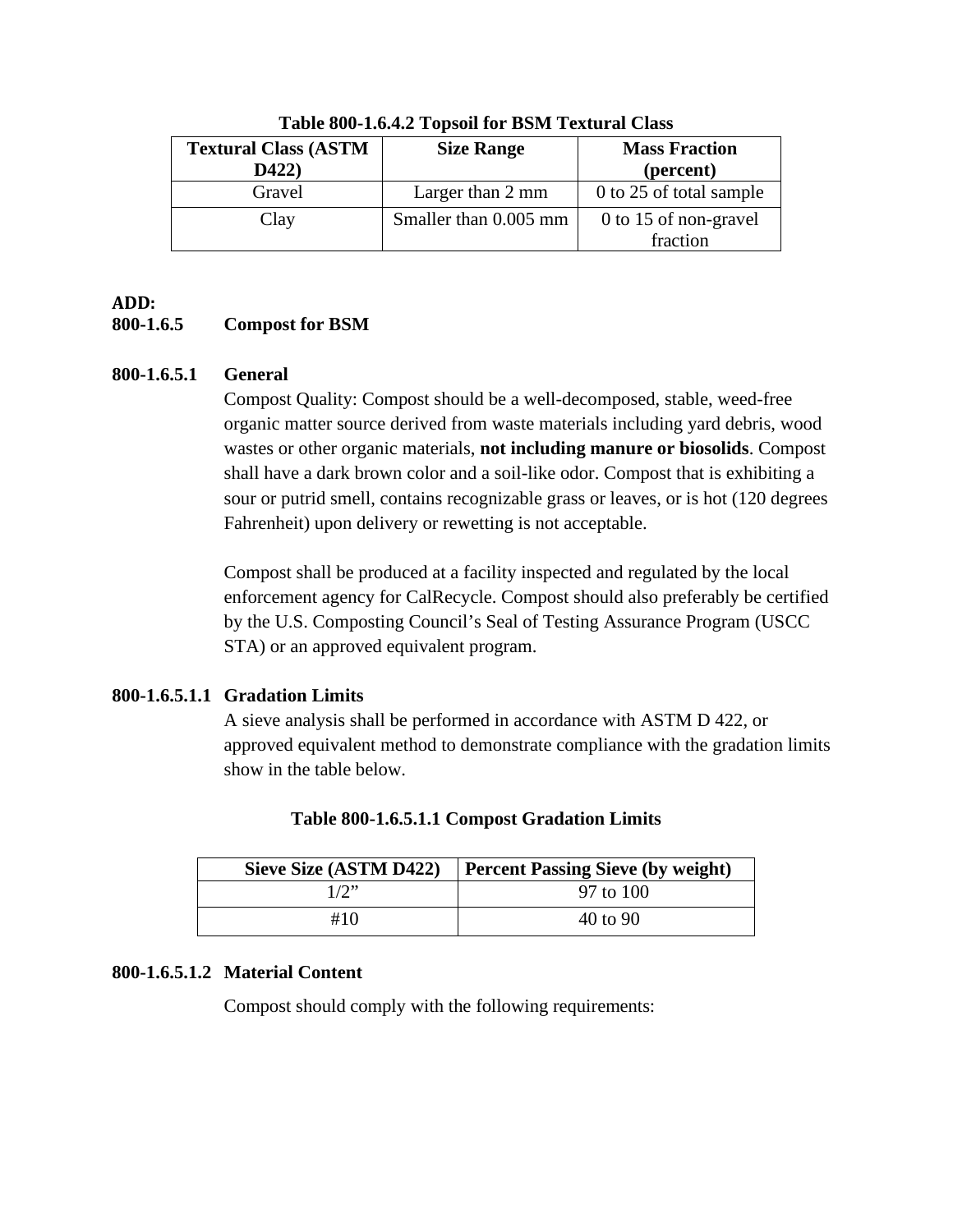**Table 800-1.6.4.2 Topsoil for BSM Textural Class**

| Textural Class (ASTM D422) | Size Range | Mass Fraction (percent) |
|---|---|---|
| Gravel | Larger than 2 mm | 0 to 25 of total sample |
| Clay | Smaller than 0.005 mm | 0 to 15 of non-gravel fraction |

**ADD:**

**800-1.6.5 Compost for BSM**

**800-1.6.5.1 General**

Compost Quality: Compost should be a well-decomposed, stable, weed-free organic matter source derived from waste materials including yard debris, wood wastes or other organic materials, **not including manure or biosolids**. Compost shall have a dark brown color and a soil-like odor. Compost that is exhibiting a sour or putrid smell, contains recognizable grass or leaves, or is hot (120 degrees Fahrenheit) upon delivery or rewetting is not acceptable.

Compost shall be produced at a facility inspected and regulated by the local enforcement agency for CalRecycle. Compost should also preferably be certified by the U.S. Composting Council's Seal of Testing Assurance Program (USCC STA) or an approved equivalent program.

**800-1.6.5.1.1 Gradation Limits**

A sieve analysis shall be performed in accordance with ASTM D 422, or approved equivalent method to demonstrate compliance with the gradation limits show in the table below.

**Table 800-1.6.5.1.1 Compost Gradation Limits**

| Sieve Size (ASTM D422) | Percent Passing Sieve (by weight) |
|---|---|
| 1/2" | 97 to 100 |
| #10 | 40 to 90 |

**800-1.6.5.1.2 Material Content**

Compost should comply with the following requirements: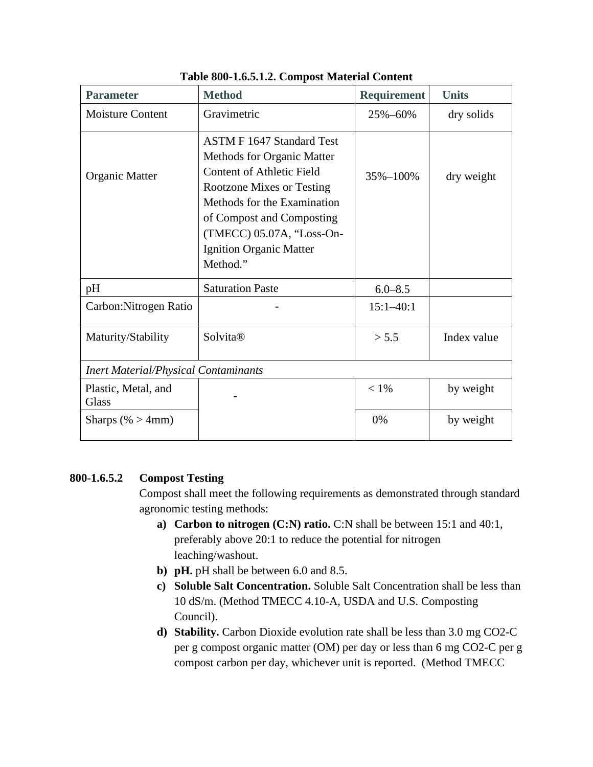**Table 800-1.6.5.1.2. Compost Material Content**

| Parameter | Method | Requirement | Units |
|---|---|---|---|
| Moisture Content | Gravimetric | 25%–60% | dry solids |
| Organic Matter | ASTM F 1647 Standard Test Methods for Organic Matter Content of Athletic Field Rootzone Mixes or Testing Methods for the Examination of Compost and Composting (TMECC) 05.07A, “Loss-On-Ignition Organic Matter Method.” | 35%–100% | dry weight |
| pH | Saturation Paste | 6.0–8.5 | |
| Carbon:Nitrogen Ratio | - | 15:1–40:1 | |
| Maturity/Stability | Solvita® | > 5.5 | Index value |
| *Inert Material/Physical Contaminants* | | | |
| Plastic, Metal, and Glass | - | < 1% | by weight |
| Sharps (% > 4mm) | | 0% | by weight |

**800-1.6.5.2 Compost Testing**

Compost shall meet the following requirements as demonstrated through standard agronomic testing methods:

a) **Carbon to nitrogen (C:N) ratio.** C:N shall be between 15:1 and 40:1, preferably above 20:1 to reduce the potential for nitrogen leaching/washout.

b) **pH.** pH shall be between 6.0 and 8.5.

c) **Soluble Salt Concentration.** Soluble Salt Concentration shall be less than 10 dS/m. (Method TMECC 4.10-A, USDA and U.S. Composting Council).

d) **Stability.** Carbon Dioxide evolution rate shall be less than 3.0 mg $CO_2$-C per g compost organic matter (OM) per day or less than 6 mg $CO_2$-C per g compost carbon per day, whichever unit is reported. (Method TMECC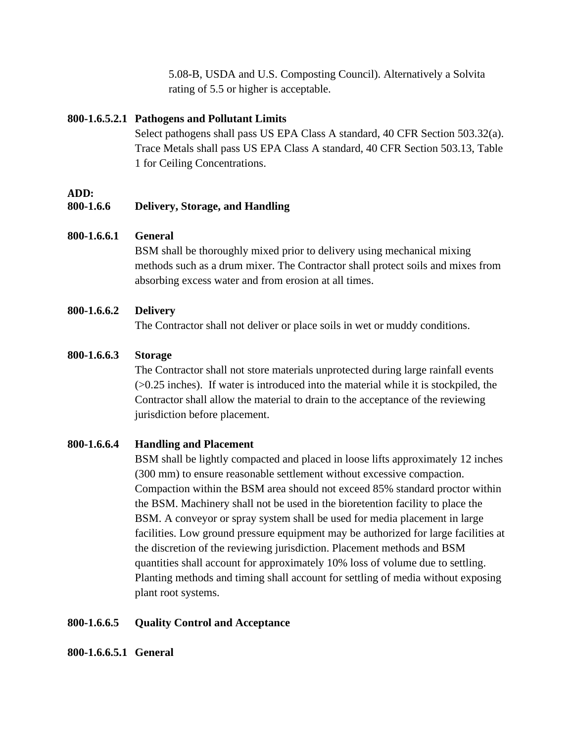5.08-B, USDA and U.S. Composting Council). Alternatively a Solvita rating of 5.5 or higher is acceptable.

**800-1.6.5.2.1 Pathogens and Pollutant Limits**

Select pathogens shall pass US EPA Class A standard, 40 CFR Section 503.32(a). Trace Metals shall pass US EPA Class A standard, 40 CFR Section 503.13, Table 1 for Ceiling Concentrations.

**ADD:**

**800-1.6.6 Delivery, Storage, and Handling**

**800-1.6.6.1 General**

BSM shall be thoroughly mixed prior to delivery using mechanical mixing methods such as a drum mixer. The Contractor shall protect soils and mixes from absorbing excess water and from erosion at all times.

**800-1.6.6.2 Delivery**

The Contractor shall not deliver or place soils in wet or muddy conditions.

**800-1.6.6.3 Storage**

The Contractor shall not store materials unprotected during large rainfall events (>0.25 inches). If water is introduced into the material while it is stockpiled, the Contractor shall allow the material to drain to the acceptance of the reviewing jurisdiction before placement.

**800-1.6.6.4 Handling and Placement**

BSM shall be lightly compacted and placed in loose lifts approximately 12 inches (300 mm) to ensure reasonable settlement without excessive compaction. Compaction within the BSM area should not exceed 85% standard proctor within the BSM. Machinery shall not be used in the bioretention facility to place the BSM. A conveyor or spray system shall be used for media placement in large facilities. Low ground pressure equipment may be authorized for large facilities at the discretion of the reviewing jurisdiction. Placement methods and BSM quantities shall account for approximately 10% loss of volume due to settling. Planting methods and timing shall account for settling of media without exposing plant root systems.

**800-1.6.6.5 Quality Control and Acceptance**

**800-1.6.6.5.1 General**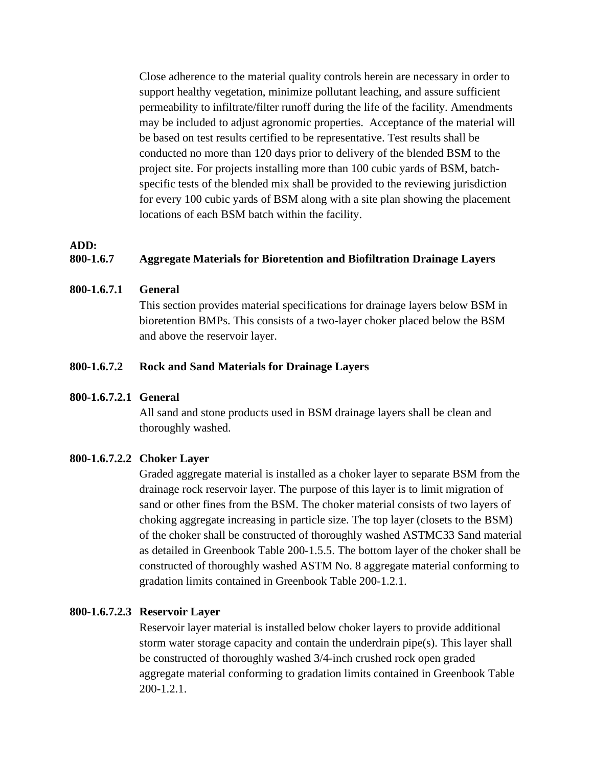Close adherence to the material quality controls herein are necessary in order to support healthy vegetation, minimize pollutant leaching, and assure sufficient permeability to infiltrate/filter runoff during the life of the facility. Amendments may be included to adjust agronomic properties. Acceptance of the material will be based on test results certified to be representative. Test results shall be conducted no more than 120 days prior to delivery of the blended BSM to the project site. For projects installing more than 100 cubic yards of BSM, batch-specific tests of the blended mix shall be provided to the reviewing jurisdiction for every 100 cubic yards of BSM along with a site plan showing the placement locations of each BSM batch within the facility.

**ADD:**

**800-1.6.7 Aggregate Materials for Bioretention and Biofiltration Drainage Layers**

**800-1.6.7.1 General**

This section provides material specifications for drainage layers below BSM in bioretention BMPs. This consists of a two-layer choker placed below the BSM and above the reservoir layer.

**800-1.6.7.2 Rock and Sand Materials for Drainage Layers**

**800-1.6.7.2.1 General**

All sand and stone products used in BSM drainage layers shall be clean and thoroughly washed.

**800-1.6.7.2.2 Choker Layer**

Graded aggregate material is installed as a choker layer to separate BSM from the drainage rock reservoir layer. The purpose of this layer is to limit migration of sand or other fines from the BSM. The choker material consists of two layers of choking aggregate increasing in particle size. The top layer (closets to the BSM) of the choker shall be constructed of thoroughly washed ASTMC33 Sand material as detailed in Greenbook Table 200-1.5.5. The bottom layer of the choker shall be constructed of thoroughly washed ASTM No. 8 aggregate material conforming to gradation limits contained in Greenbook Table 200-1.2.1.

**800-1.6.7.2.3 Reservoir Layer**

Reservoir layer material is installed below choker layers to provide additional storm water storage capacity and contain the underdrain pipe(s). This layer shall be constructed of thoroughly washed 3/4-inch crushed rock open graded aggregate material conforming to gradation limits contained in Greenbook Table 200-1.2.1.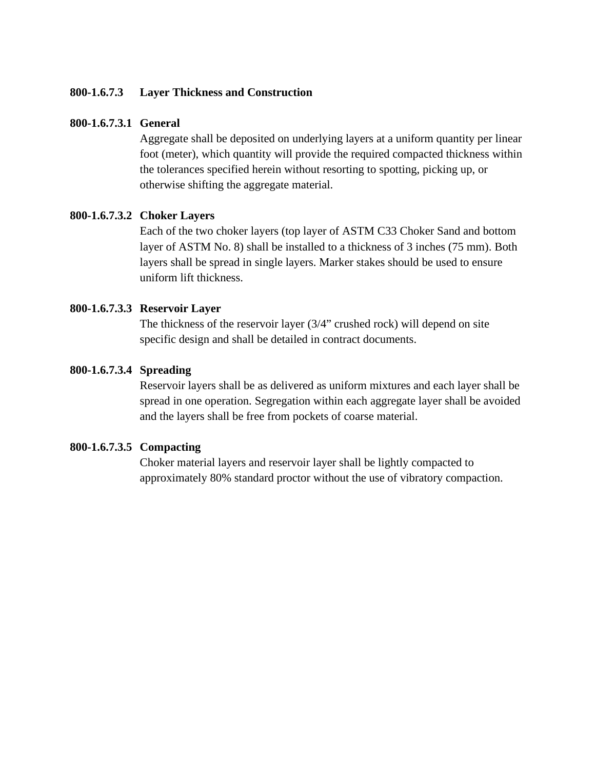### 800-1.6.7.3 Layer Thickness and Construction

#### 800-1.6.7.3.1 General

Aggregate shall be deposited on underlying layers at a uniform quantity per linear foot (meter), which quantity will provide the required compacted thickness within the tolerances specified herein without resorting to spotting, picking up, or otherwise shifting the aggregate material.

#### 800-1.6.7.3.2 Choker Layers

Each of the two choker layers (top layer of ASTM C33 Choker Sand and bottom layer of ASTM No. 8) shall be installed to a thickness of 3 inches (75 mm). Both layers shall be spread in single layers. Marker stakes should be used to ensure uniform lift thickness.

#### 800-1.6.7.3.3 Reservoir Layer

The thickness of the reservoir layer (3/4" crushed rock) will depend on site specific design and shall be detailed in contract documents.

#### 800-1.6.7.3.4 Spreading

Reservoir layers shall be as delivered as uniform mixtures and each layer shall be spread in one operation. Segregation within each aggregate layer shall be avoided and the layers shall be free from pockets of coarse material.

#### 800-1.6.7.3.5 Compacting

Choker material layers and reservoir layer shall be lightly compacted to approximately 80% standard proctor without the use of vibratory compaction.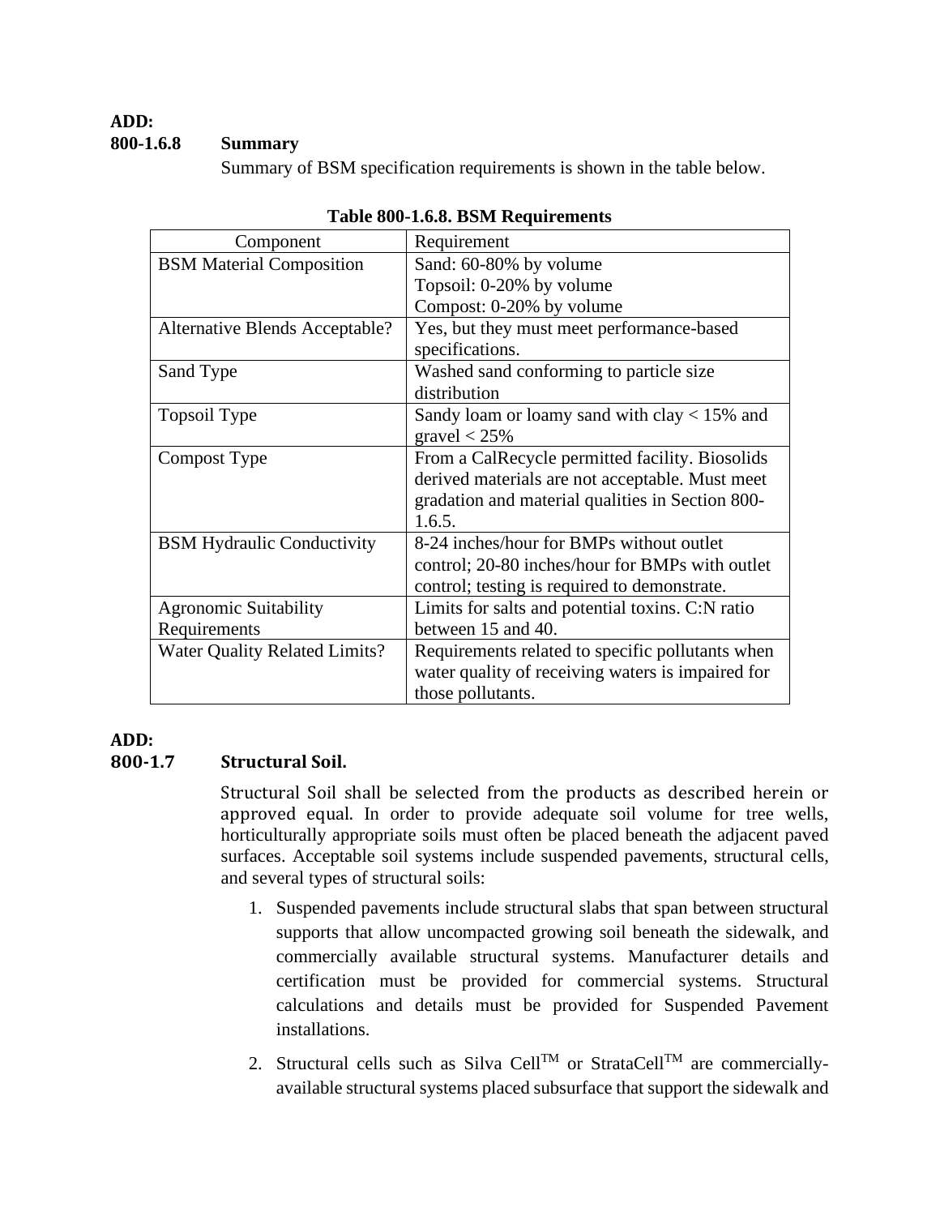**ADD:**

### 800-1.6.8 Summary

Summary of BSM specification requirements is shown in the table below.

**Table 800-1.6.8. BSM Requirements**

| Component | Requirement |
|---|---|
| BSM Material Composition | Sand: 60-80% by volume<br>Topsoil: 0-20% by volume<br>Compost: 0-20% by volume |
| Alternative Blends Acceptable? | Yes, but they must meet performance-based specifications. |
| Sand Type | Washed sand conforming to particle size distribution |
| Topsoil Type | Sandy loam or loamy sand with clay < 15% and gravel < 25% |
| Compost Type | From a CalRecycle permitted facility. Biosolids derived materials are not acceptable. Must meet gradation and material qualities in Section 800-1.6.5. |
| BSM Hydraulic Conductivity | 8-24 inches/hour for BMPs without outlet control; 20-80 inches/hour for BMPs with outlet control; testing is required to demonstrate. |
| Agronomic Suitability Requirements | Limits for salts and potential toxins. C:N ratio between 15 and 40. |
| Water Quality Related Limits? | Requirements related to specific pollutants when water quality of receiving waters is impaired for those pollutants. |

**ADD:**

### 800-1.7 Structural Soil.

Structural Soil shall be selected from the products as described herein or approved equal. In order to provide adequate soil volume for tree wells, horticulturally appropriate soils must often be placed beneath the adjacent paved surfaces. Acceptable soil systems include suspended pavements, structural cells, and several types of structural soils:

1. Suspended pavements include structural slabs that span between structural supports that allow uncompacted growing soil beneath the sidewalk, and commercially available structural systems. Manufacturer details and certification must be provided for commercial systems. Structural calculations and details must be provided for Suspended Pavement installations.
2. Structural cells such as Silva Cell™ or StrataCell™ are commercially-available structural systems placed subsurface that support the sidewalk and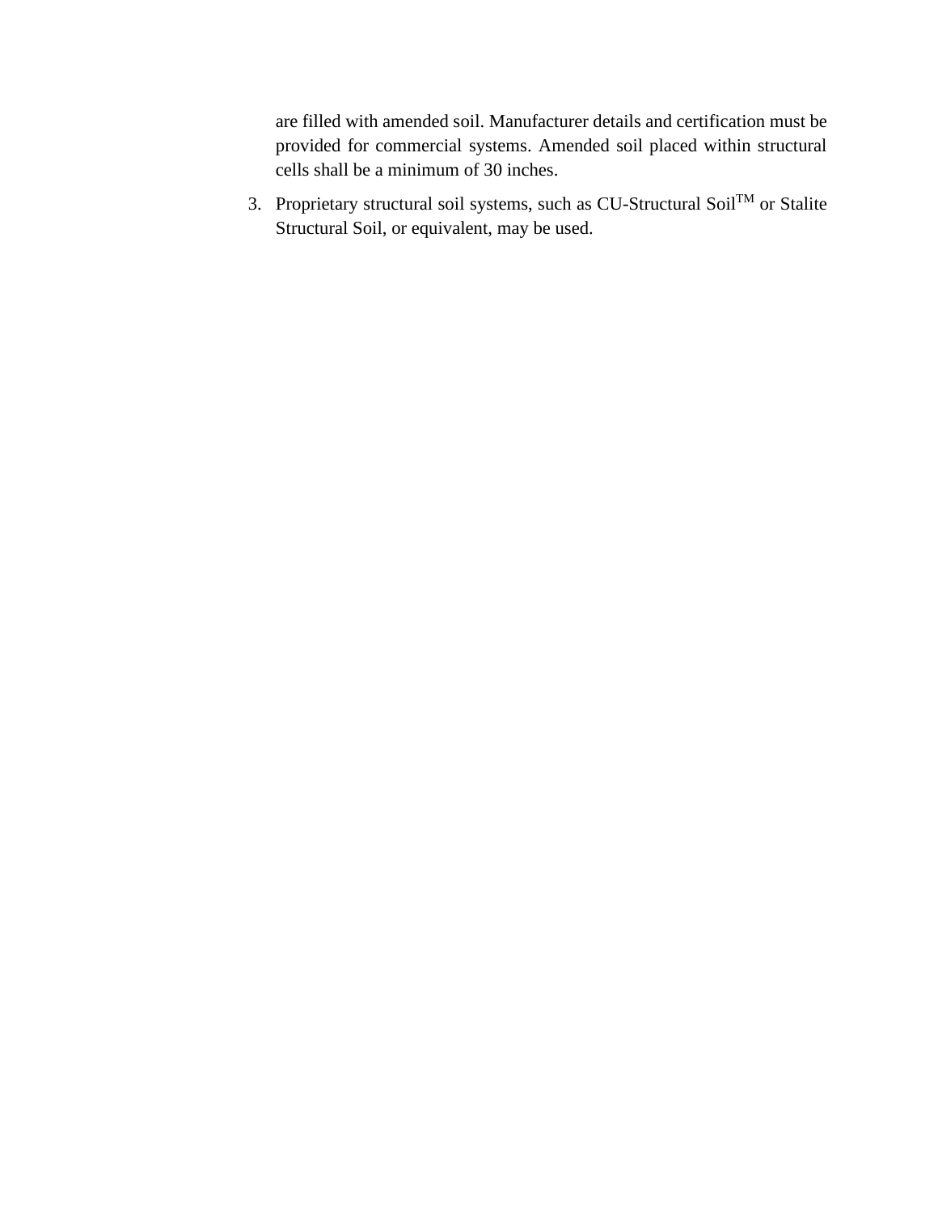are filled with amended soil. Manufacturer details and certification must be provided for commercial systems. Amended soil placed within structural cells shall be a minimum of 30 inches.

3. Proprietary structural soil systems, such as CU-Structural Soil™ or Stalite Structural Soil, or equivalent, may be used.